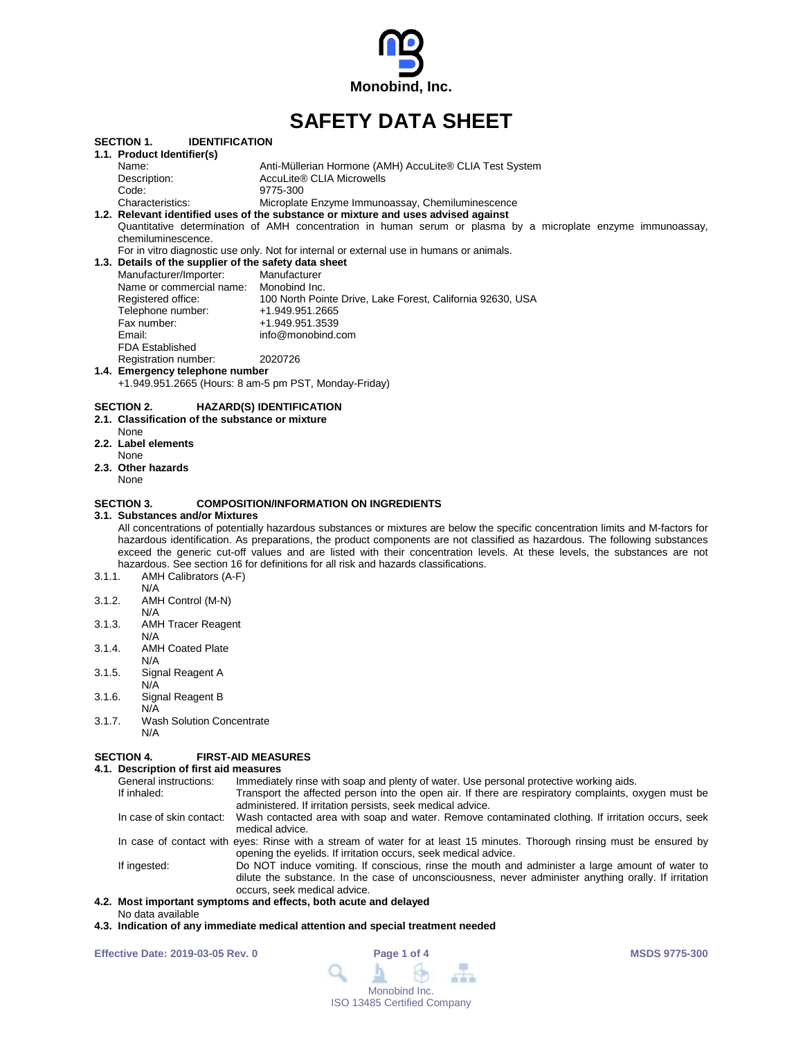Monobind, Inc.

# SAFETY DATA SHEET

## SECTION 1. IDENTIFICATION

### 1.1. Product Identifier(s)

Name: Anti-Müllerian Hormone (AMH) AccuLite® CLIA Test System
Description: AccuLite® CLIA Microwells
Code: 9775-300
Characteristics: Microplate Enzyme Immunoassay, Chemiluminescence

### 1.2. Relevant identified uses of the substance or mixture and uses advised against

Quantitative determination of AMH concentration in human serum or plasma by a microplate enzyme immunoassay, chemiluminescence.

For in vitro diagnostic use only. Not for internal or external use in humans or animals.

### 1.3. Details of the supplier of the safety data sheet

Manufacturer/Importer: Manufacturer
Name or commercial name: Monobind Inc.
Registered office: 100 North Pointe Drive, Lake Forest, California 92630, USA
Telephone number: +1.949.951.2665
Fax number: +1.949.951.3539
Email: info@monobind.com
FDA Established Registration number: 2020726

### 1.4. Emergency telephone number

+1.949.951.2665 (Hours: 8 am-5 pm PST, Monday-Friday)

## SECTION 2. HAZARD(S) IDENTIFICATION

### 2.1. Classification of the substance or mixture

None

### 2.2. Label elements

None

### 2.3. Other hazards

None

## SECTION 3. COMPOSITION/INFORMATION ON INGREDIENTS

### 3.1. Substances and/or Mixtures

All concentrations of potentially hazardous substances or mixtures are below the specific concentration limits and M-factors for hazardous identification. As preparations, the product components are not classified as hazardous. The following substances exceed the generic cut-off values and are listed with their concentration levels. At these levels, the substances are not hazardous. See section 16 for definitions for all risk and hazards classifications.

3.1.1. AMH Calibrators (A-F)
N/A

3.1.2. AMH Control (M-N)
N/A

3.1.3. AMH Tracer Reagent
N/A

3.1.4. AMH Coated Plate
N/A

3.1.5. Signal Reagent A
N/A

3.1.6. Signal Reagent B
N/A

3.1.7. Wash Solution Concentrate
N/A

## SECTION 4. FIRST-AID MEASURES

### 4.1. Description of first aid measures

General instructions: Immediately rinse with soap and plenty of water. Use personal protective working aids.

If inhaled: Transport the affected person into the open air. If there are respiratory complaints, oxygen must be administered. If irritation persists, seek medical advice.

In case of skin contact: Wash contacted area with soap and water. Remove contaminated clothing. If irritation occurs, seek medical advice.

In case of contact with eyes: Rinse with a stream of water for at least 15 minutes. Thorough rinsing must be ensured by opening the eyelids. If irritation occurs, seek medical advice.

If ingested: Do NOT induce vomiting. If conscious, rinse the mouth and administer a large amount of water to dilute the substance. In the case of unconsciousness, never administer anything orally. If irritation occurs, seek medical advice.

### 4.2. Most important symptoms and effects, both acute and delayed

No data available

### 4.3. Indication of any immediate medical attention and special treatment needed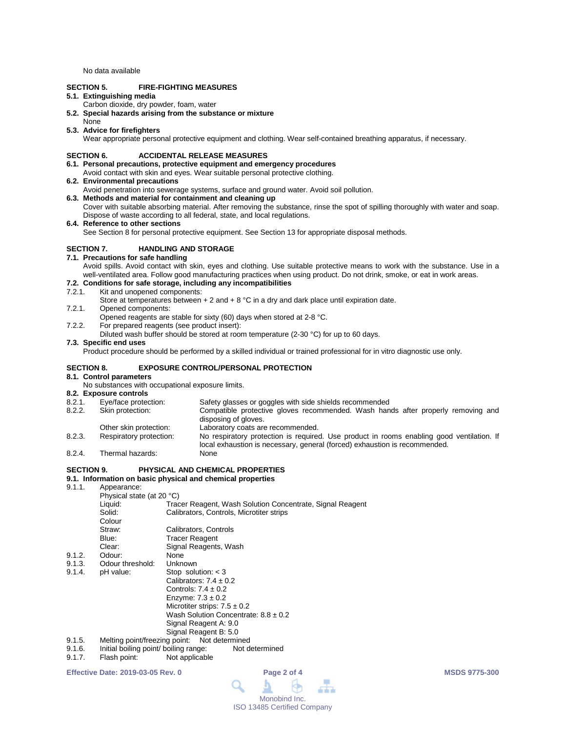No data available

## SECTION 5. FIRE-FIGHTING MEASURES

**5.1. Extinguishing media**

Carbon dioxide, dry powder, foam, water

**5.2. Special hazards arising from the substance or mixture**

None

**5.3. Advice for firefighters**

Wear appropriate personal protective equipment and clothing. Wear self-contained breathing apparatus, if necessary.

## SECTION 6. ACCIDENTAL RELEASE MEASURES

**6.1. Personal precautions, protective equipment and emergency procedures**

Avoid contact with skin and eyes. Wear suitable personal protective clothing.

**6.2. Environmental precautions**

Avoid penetration into sewerage systems, surface and ground water. Avoid soil pollution.

**6.3. Methods and material for containment and cleaning up**

Cover with suitable absorbing material. After removing the substance, rinse the spot of spilling thoroughly with water and soap. Dispose of waste according to all federal, state, and local regulations.

**6.4. Reference to other sections**

See Section 8 for personal protective equipment. See Section 13 for appropriate disposal methods.

## SECTION 7. HANDLING AND STORAGE

**7.1. Precautions for safe handling**

Avoid spills. Avoid contact with skin, eyes and clothing. Use suitable protective means to work with the substance. Use in a well-ventilated area. Follow good manufacturing practices when using product. Do not drink, smoke, or eat in work areas.

**7.2. Conditions for safe storage, including any incompatibilities**

7.2.1. Kit and unopened components:
Store at temperatures between + 2 and + 8 °C in a dry and dark place until expiration date.

7.2.1. Opened components:
Opened reagents are stable for sixty (60) days when stored at 2-8 °C.

7.2.2. For prepared reagents (see product insert):
Diluted wash buffer should be stored at room temperature (2-30 °C) for up to 60 days.

**7.3. Specific end uses**

Product procedure should be performed by a skilled individual or trained professional for in vitro diagnostic use only.

## SECTION 8. EXPOSURE CONTROL/PERSONAL PROTECTION

**8.1. Control parameters**

No substances with occupational exposure limits.

**8.2. Exposure controls**

| | | |
|---|---|---|
| 8.2.1. | Eye/face protection: | Safety glasses or goggles with side shields recommended |
| 8.2.2. | Skin protection: | Compatible protective gloves recommended. Wash hands after properly removing and disposing of gloves. |
| | Other skin protection: | Laboratory coats are recommended. |
| 8.2.3. | Respiratory protection: | No respiratory protection is required. Use product in rooms enabling good ventilation. If local exhaustion is necessary, general (forced) exhaustion is recommended. |
| 8.2.4. | Thermal hazards: | None |

## SECTION 9. PHYSICAL AND CHEMICAL PROPERTIES

**9.1. Information on basic physical and chemical properties**

9.1.1. Appearance:

Physical state (at 20 °C)

- Liquid: Tracer Reagent, Wash Solution Concentrate, Signal Reagent
- Solid: Calibrators, Controls, Microtiter strips

Colour

- Straw: Calibrators, Controls
- Blue: Tracer Reagent
- Clear: Signal Reagents, Wash

9.1.2. Odour: None

9.1.3. Odour threshold: Unknown

9.1.4. pH value:
- Stop solution: < 3
- Calibrators: 7.4 ± 0.2
- Controls: 7.4 ± 0.2
- Enzyme: 7.3 ± 0.2
- Microtiter strips: 7.5 ± 0.2
- Wash Solution Concentrate: 8.8 ± 0.2
- Signal Reagent A: 9.0
- Signal Reagent B: 5.0

9.1.5. Melting point/freezing point: Not determined

9.1.6. Initial boiling point/ boiling range: Not determined

9.1.7. Flash point: Not applicable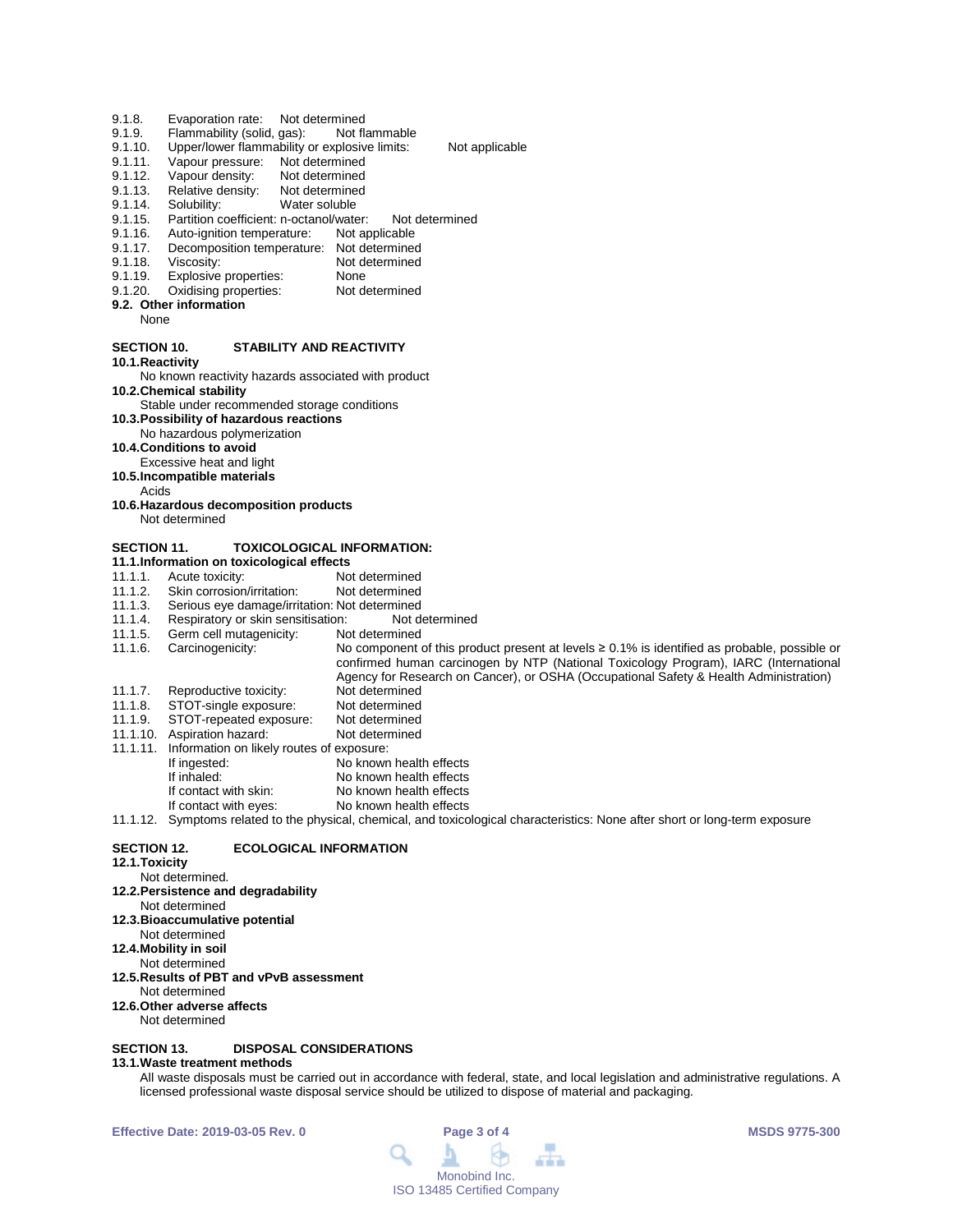9.1.8. Evaporation rate: Not determined
9.1.9. Flammability (solid, gas): Not flammable
9.1.10. Upper/lower flammability or explosive limits: Not applicable
9.1.11. Vapour pressure: Not determined
9.1.12. Vapour density: Not determined
9.1.13. Relative density: Not determined
9.1.14. Solubility: Water soluble
9.1.15. Partition coefficient: n-octanol/water: Not determined
9.1.16. Auto-ignition temperature: Not applicable
9.1.17. Decomposition temperature: Not determined
9.1.18. Viscosity: Not determined
9.1.19. Explosive properties: None
9.1.20. Oxidising properties: Not determined

**9.2. Other information**

None

## SECTION 10. STABILITY AND REACTIVITY

**10.1. Reactivity**

No known reactivity hazards associated with product

**10.2. Chemical stability**

Stable under recommended storage conditions

**10.3. Possibility of hazardous reactions**

No hazardous polymerization

**10.4. Conditions to avoid**

Excessive heat and light

**10.5. Incompatible materials**

Acids

**10.6. Hazardous decomposition products**

Not determined

## SECTION 11. TOXICOLOGICAL INFORMATION:

**11.1. Information on toxicological effects**

11.1.1. Acute toxicity: Not determined
11.1.2. Skin corrosion/irritation: Not determined
11.1.3. Serious eye damage/irritation: Not determined
11.1.4. Respiratory or skin sensitisation: Not determined
11.1.5. Germ cell mutagenicity: Not determined
11.1.6. Carcinogenicity: No component of this product present at levels ≥ 0.1% is identified as probable, possible or confirmed human carcinogen by NTP (National Toxicology Program), IARC (International Agency for Research on Cancer), or OSHA (Occupational Safety & Health Administration)
11.1.7. Reproductive toxicity: Not determined
11.1.8. STOT-single exposure: Not determined
11.1.9. STOT-repeated exposure: Not determined
11.1.10. Aspiration hazard: Not determined
11.1.11. Information on likely routes of exposure:

- If ingested: No known health effects
- If inhaled: No known health effects
- If contact with skin: No known health effects
- If contact with eyes: No known health effects

11.1.12. Symptoms related to the physical, chemical, and toxicological characteristics: None after short or long-term exposure

## SECTION 12. ECOLOGICAL INFORMATION

**12.1. Toxicity**

Not determined.

**12.2. Persistence and degradability**

Not determined

**12.3. Bioaccumulative potential**

Not determined

**12.4. Mobility in soil**

Not determined

**12.5. Results of PBT and vPvB assessment**

Not determined

**12.6. Other adverse affects**

Not determined

## SECTION 13. DISPOSAL CONSIDERATIONS

**13.1. Waste treatment methods**

All waste disposals must be carried out in accordance with federal, state, and local legislation and administrative regulations. A licensed professional waste disposal service should be utilized to dispose of material and packaging.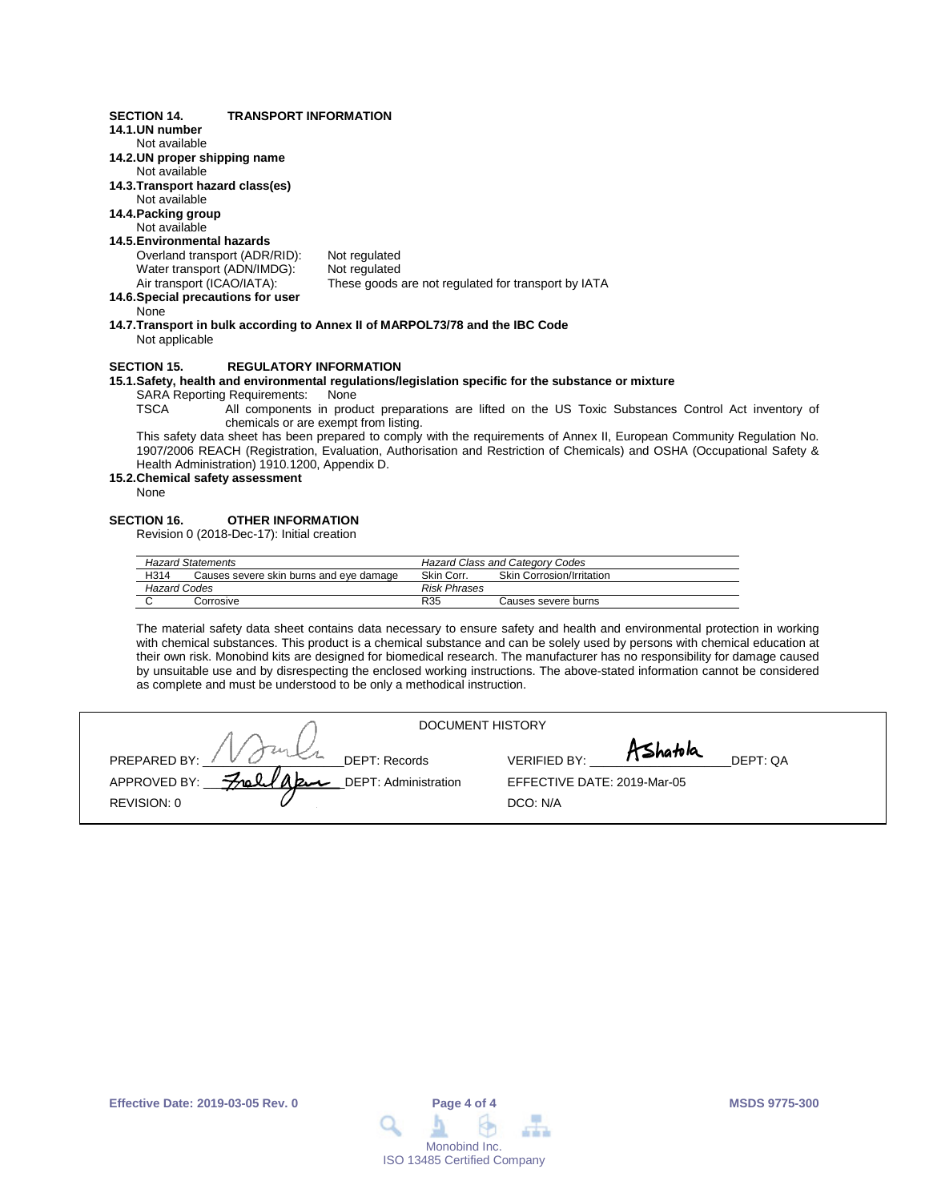## SECTION 14. TRANSPORT INFORMATION

**14.1.UN number**
Not available

**14.2.UN proper shipping name**
Not available

**14.3.Transport hazard class(es)**
Not available

**14.4.Packing group**
Not available

**14.5.Environmental hazards**

| | |
|---|---|
| Overland transport (ADR/RID): | Not regulated |
| Water transport (ADN/IMDG): | Not regulated |
| Air transport (ICAO/IATA): | These goods are not regulated for transport by IATA |

**14.6.Special precautions for user**
None

**14.7.Transport in bulk according to Annex II of MARPOL73/78 and the IBC Code**
Not applicable

## SECTION 15. REGULATORY INFORMATION

**15.1.Safety, health and environmental regulations/legislation specific for the substance or mixture**

SARA Reporting Requirements: None

TSCA All components in product preparations are lifted on the US Toxic Substances Control Act inventory of chemicals or are exempt from listing.

This safety data sheet has been prepared to comply with the requirements of Annex II, European Community Regulation No. 1907/2006 REACH (Registration, Evaluation, Authorisation and Restriction of Chemicals) and OSHA (Occupational Safety & Health Administration) 1910.1200, Appendix D.

**15.2.Chemical safety assessment**
None

## SECTION 16. OTHER INFORMATION

Revision 0 (2018-Dec-17): Initial creation

| *Hazard Statements* | | *Hazard Class and Category Codes* | |
|---|---|---|---|
| H314 | Causes severe skin burns and eye damage | Skin Corr. | Skin Corrosion/Irritation |
| *Hazard Codes* | | *Risk Phrases* | |
| C | Corrosive | R35 | Causes severe burns |

The material safety data sheet contains data necessary to ensure safety and health and environmental protection in working with chemical substances. This product is a chemical substance and can be solely used by persons with chemical education at their own risk. Monobind kits are designed for biomedical research. The manufacturer has no responsibility for damage caused by unsuitable use and by disrespecting the enclosed working instructions. The above-stated information cannot be considered as complete and must be understood to be only a methodical instruction.

| DOCUMENT HISTORY | | | |
|---|---|---|---|
| PREPARED BY: | DEPT: Records | VERIFIED BY: AShatola | DEPT: QA |
| APPROVED BY: | DEPT: Administration | EFFECTIVE DATE: 2019-Mar-05 | |
| REVISION: 0 | | DCO: N/A | |